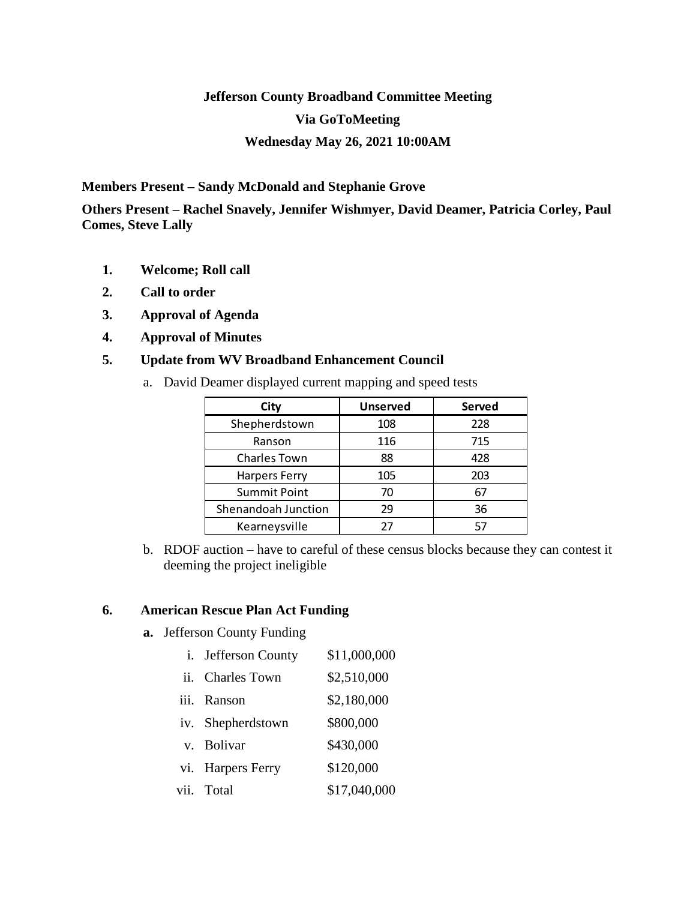# Jefferson County Broadband Committee Meeting

## Via GoToMeeting

## Wednesday May 26, 2021 10:00AM

**Members Present – Sandy McDonald and Stephanie Grove**

**Others Present – Rachel Snavely, Jennifer Wishmyer, David Deamer, Patricia Corley, Paul Comes, Steve Lally**

1. **Welcome; Roll call**
2. **Call to order**
3. **Approval of Agenda**
4. **Approval of Minutes**
5. **Update from WV Broadband Enhancement Council**

   a. David Deamer displayed current mapping and speed tests

   | City | Unserved | Served |
   |---|---|---|
   | Shepherdstown | 108 | 228 |
   | Ranson | 116 | 715 |
   | Charles Town | 88 | 428 |
   | Harpers Ferry | 105 | 203 |
   | Summit Point | 70 | 67 |
   | Shenandoah Junction | 29 | 36 |
   | Kearneysville | 27 | 57 |

   b. RDOF auction – have to careful of these census blocks because they can contest it deeming the project ineligible

6. **American Rescue Plan Act Funding**

   **a.** Jefferson County Funding

   i. Jefferson County $11,000,000

   ii. Charles Town $2,510,000

   iii. Ranson $2,180,000

   iv. Shepherdstown $800,000

   v. Bolivar $430,000

   vi. Harpers Ferry $120,000

   vii. Total $17,040,000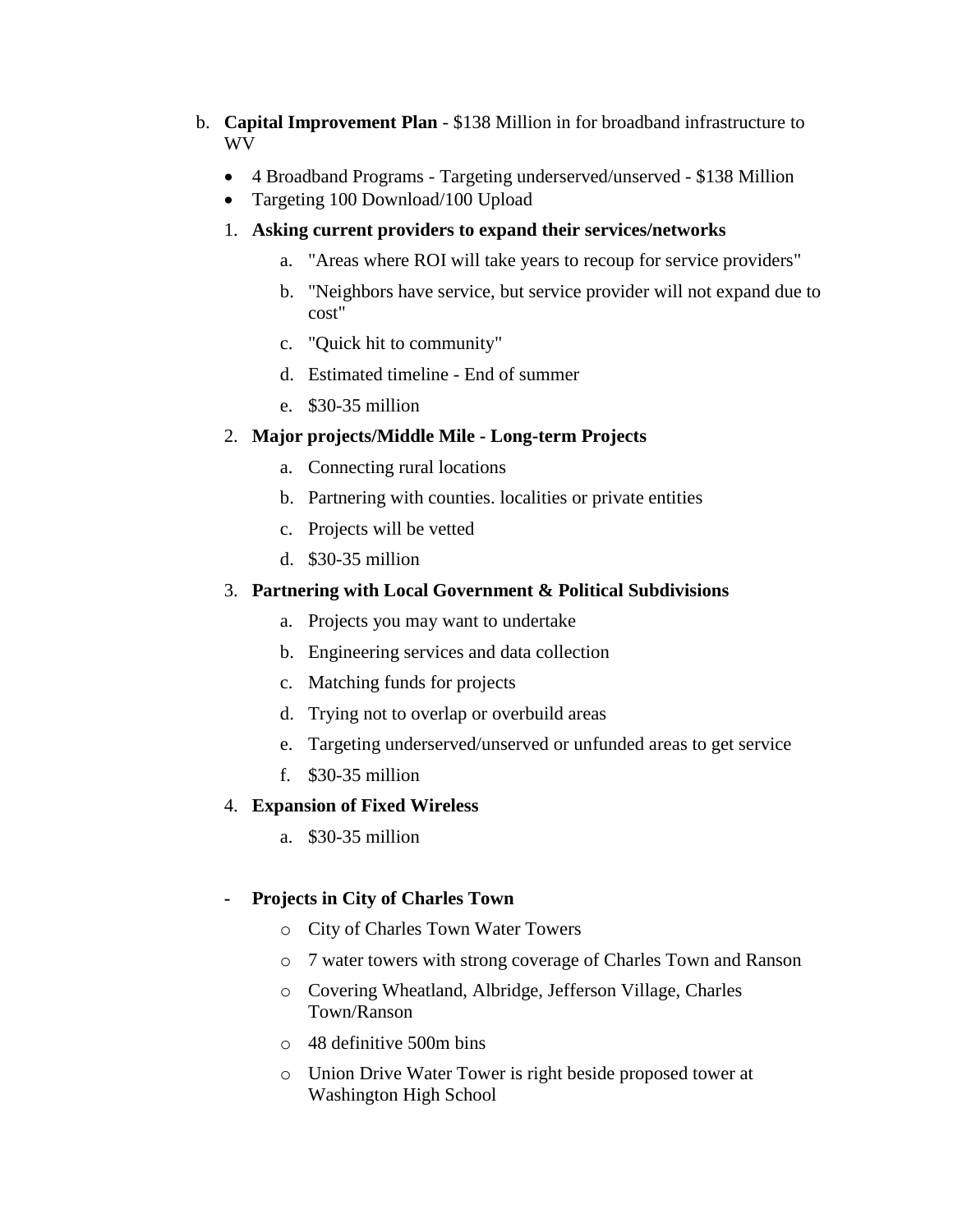b. **Capital Improvement Plan** - $138 Million in for broadband infrastructure to WV

   - 4 Broadband Programs - Targeting underserved/unserved - $138 Million
   - Targeting 100 Download/100 Upload

   1. **Asking current providers to expand their services/networks**
      a. "Areas where ROI will take years to recoup for service providers"
      b. "Neighbors have service, but service provider will not expand due to cost"
      c. "Quick hit to community"
      d. Estimated timeline - End of summer
      e. $30-35 million

   2. **Major projects/Middle Mile - Long-term Projects**
      a. Connecting rural locations
      b. Partnering with counties. localities or private entities
      c. Projects will be vetted
      d. $30-35 million

   3. **Partnering with Local Government & Political Subdivisions**
      a. Projects you may want to undertake
      b. Engineering services and data collection
      c. Matching funds for projects
      d. Trying not to overlap or overbuild areas
      e. Targeting underserved/unserved or unfunded areas to get service
      f. $30-35 million

   4. **Expansion of Fixed Wireless**
      a. $30-35 million

   - **Projects in City of Charles Town**
     - City of Charles Town Water Towers
     - 7 water towers with strong coverage of Charles Town and Ranson
     - Covering Wheatland, Albridge, Jefferson Village, Charles Town/Ranson
     - 48 definitive 500m bins
     - Union Drive Water Tower is right beside proposed tower at Washington High School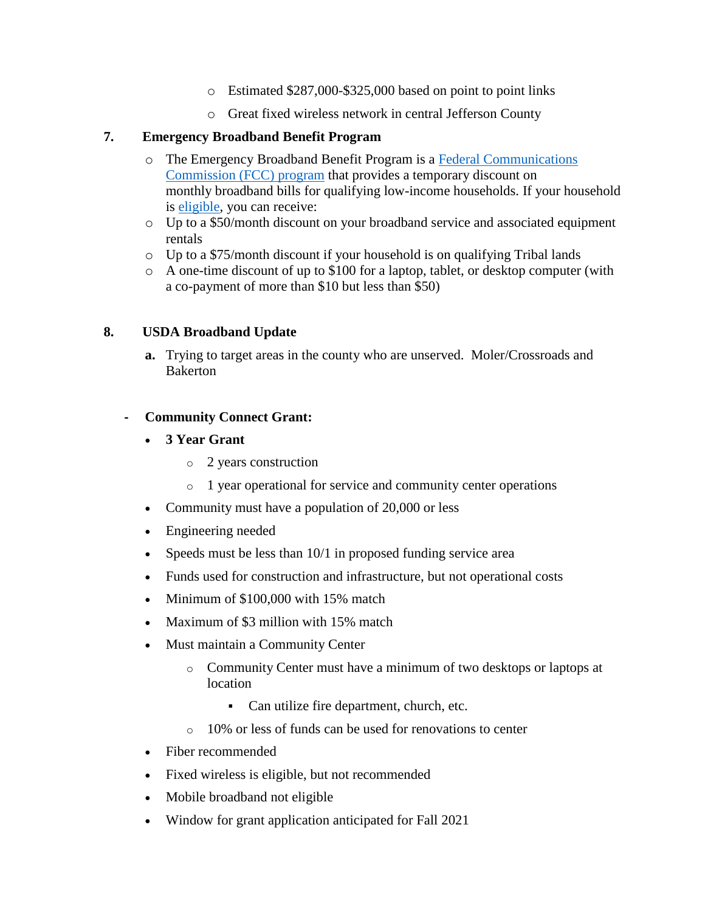- Estimated $287,000-$325,000 based on point to point links
- Great fixed wireless network in central Jefferson County

**7. Emergency Broadband Benefit Program**

- The Emergency Broadband Benefit Program is a [Federal Communications Commission (FCC) program]() that provides a temporary discount on monthly broadband bills for qualifying low-income households. If your household is [eligible](), you can receive:
- Up to a $50/month discount on your broadband service and associated equipment rentals
- Up to a $75/month discount if your household is on qualifying Tribal lands
- A one-time discount of up to $100 for a laptop, tablet, or desktop computer (with a co-payment of more than $10 but less than $50)

**8. USDA Broadband Update**

a. Trying to target areas in the county who are unserved. Moler/Crossroads and Bakerton

- **Community Connect Grant:**
  - **3 Year Grant**
    - 2 years construction
    - 1 year operational for service and community center operations
  - Community must have a population of 20,000 or less
  - Engineering needed
  - Speeds must be less than 10/1 in proposed funding service area
  - Funds used for construction and infrastructure, but not operational costs
  - Minimum of $100,000 with 15% match
  - Maximum of $3 million with 15% match
  - Must maintain a Community Center
    - Community Center must have a minimum of two desktops or laptops at location
      - Can utilize fire department, church, etc.
    - 10% or less of funds can be used for renovations to center
  - Fiber recommended
  - Fixed wireless is eligible, but not recommended
  - Mobile broadband not eligible
  - Window for grant application anticipated for Fall 2021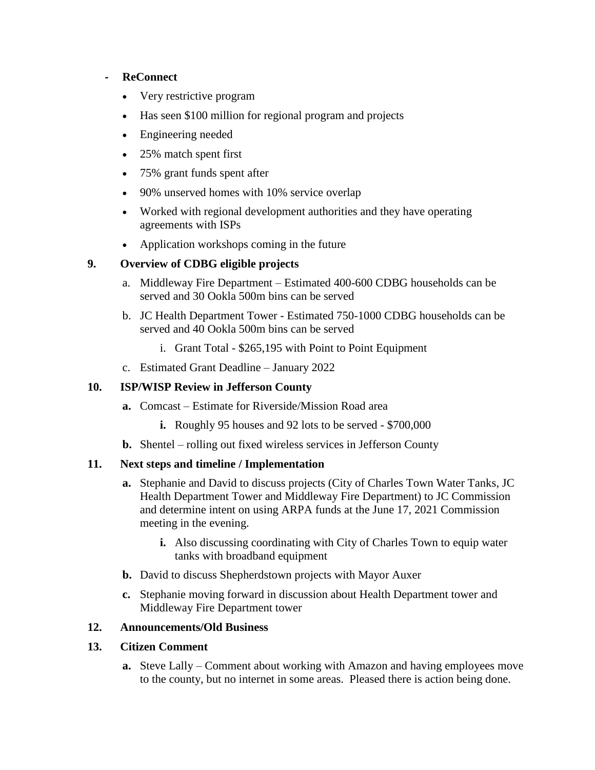- **ReConnect**
  - Very restrictive program
  - Has seen $100 million for regional program and projects
  - Engineering needed
  - 25% match spent first
  - 75% grant funds spent after
  - 90% unserved homes with 10% service overlap
  - Worked with regional development authorities and they have operating agreements with ISPs
  - Application workshops coming in the future

**9. Overview of CDBG eligible projects**

a. Middleway Fire Department – Estimated 400-600 CDBG households can be served and 30 Ookla 500m bins can be served

b. JC Health Department Tower - Estimated 750-1000 CDBG households can be served and 40 Ookla 500m bins can be served

  i. Grant Total - $265,195 with Point to Point Equipment

c. Estimated Grant Deadline – January 2022

**10. ISP/WISP Review in Jefferson County**

**a.** Comcast – Estimate for Riverside/Mission Road area

  **i.** Roughly 95 houses and 92 lots to be served - $700,000

**b.** Shentel – rolling out fixed wireless services in Jefferson County

**11. Next steps and timeline / Implementation**

**a.** Stephanie and David to discuss projects (City of Charles Town Water Tanks, JC Health Department Tower and Middleway Fire Department) to JC Commission and determine intent on using ARPA funds at the June 17, 2021 Commission meeting in the evening.

  **i.** Also discussing coordinating with City of Charles Town to equip water tanks with broadband equipment

**b.** David to discuss Shepherdstown projects with Mayor Auxer

**c.** Stephanie moving forward in discussion about Health Department tower and Middleway Fire Department tower

**12. Announcements/Old Business**

**13. Citizen Comment**

**a.** Steve Lally – Comment about working with Amazon and having employees move to the county, but no internet in some areas. Pleased there is action being done.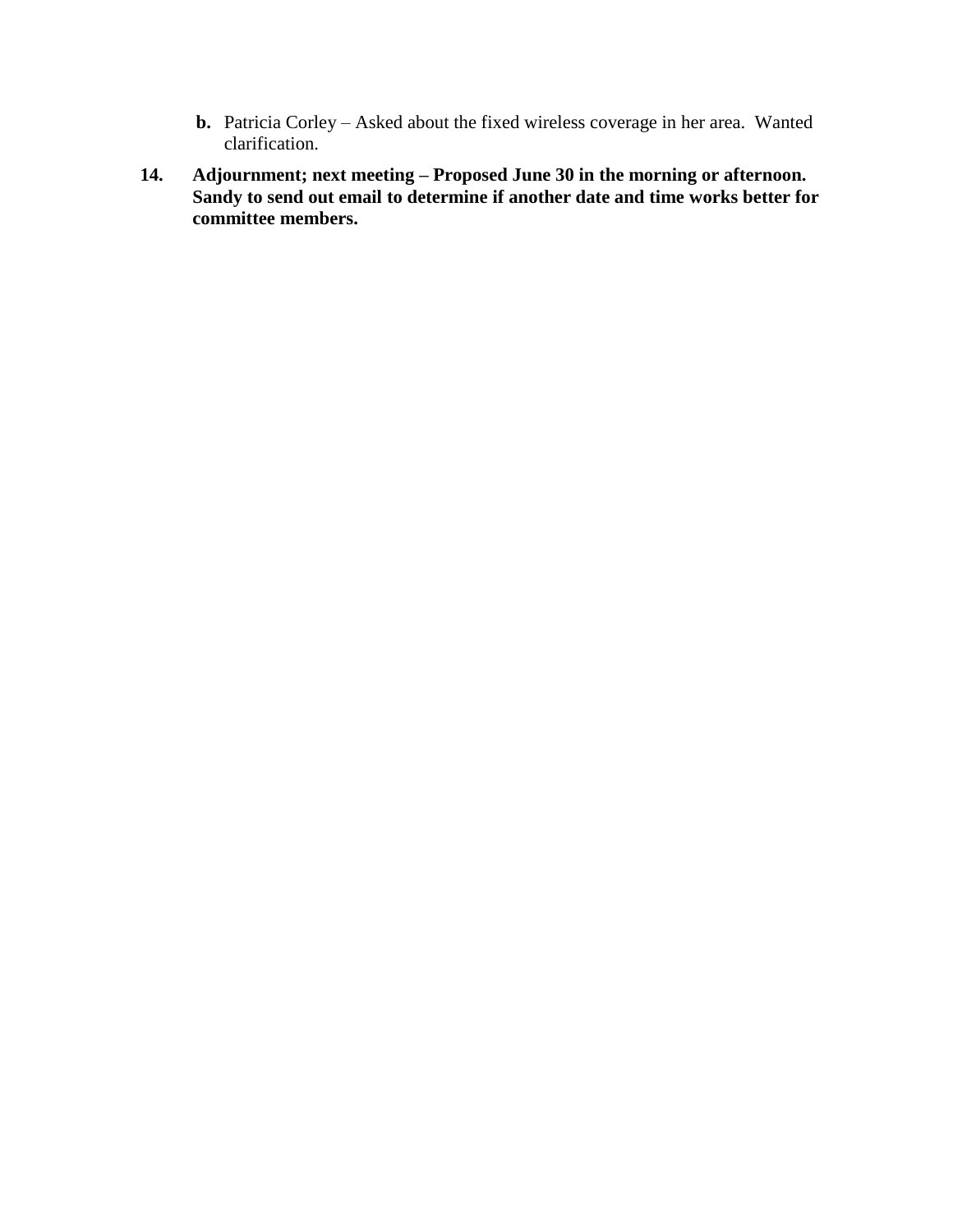**b.** Patricia Corley – Asked about the fixed wireless coverage in her area. Wanted clarification.

**14. Adjournment; next meeting – Proposed June 30 in the morning or afternoon. Sandy to send out email to determine if another date and time works better for committee members.**